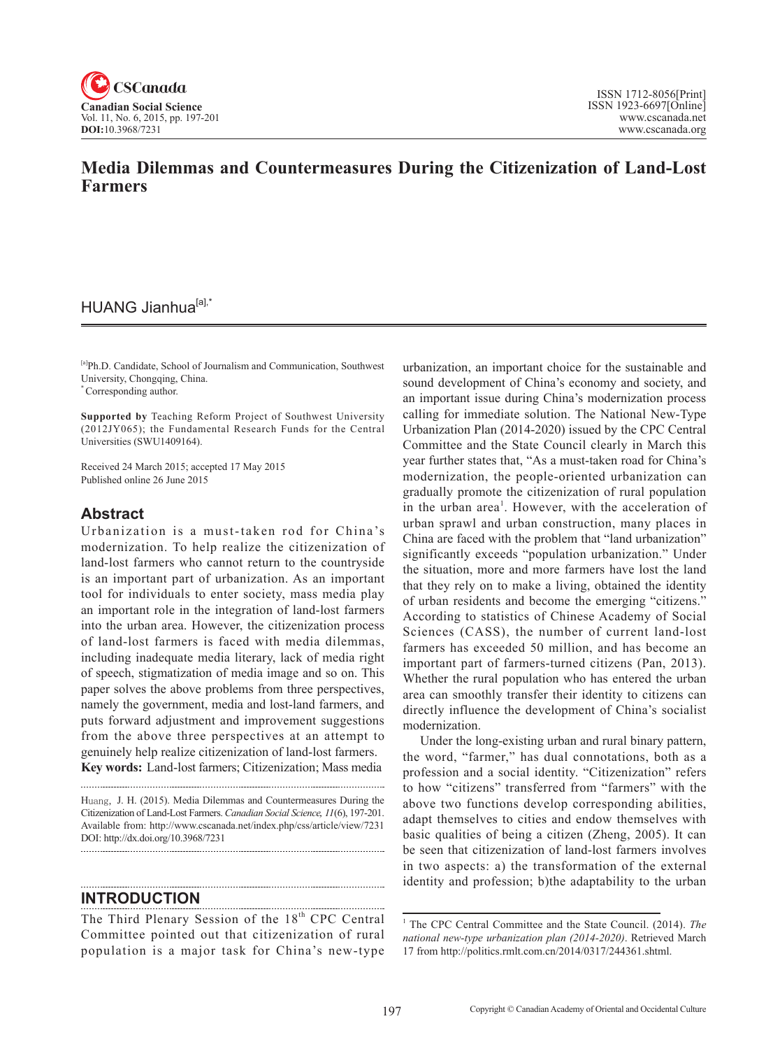# Media Dilemmas and Countermeasures During the Citizenization of Land-Lost Farmers

HUANG Jianhua[a],*

[a]Ph.D. Candidate, School of Journalism and Communication, Southwest University, Chongqing, China.
*Corresponding author.

**Supported by** Teaching Reform Project of Southwest University (2012JY065); the Fundamental Research Funds for the Central Universities (SWU1409164).

Received 24 March 2015; accepted 17 May 2015
Published online 26 June 2015

## Abstract

Urbanization is a must-taken rod for China's modernization. To help realize the citizenization of land-lost farmers who cannot return to the countryside is an important part of urbanization. As an important tool for individuals to enter society, mass media play an important role in the integration of land-lost farmers into the urban area. However, the citizenization process of land-lost farmers is faced with media dilemmas, including inadequate media literary, lack of media right of speech, stigmatization of media image and so on. This paper solves the above problems from three perspectives, namely the government, media and lost-land farmers, and puts forward adjustment and improvement suggestions from the above three perspectives at an attempt to genuinely help realize citizenization of land-lost farmers.

**Key words:** Land-lost farmers; Citizenization; Mass media

Huang, J. H. (2015). Media Dilemmas and Countermeasures During the Citizenization of Land-Lost Farmers. *Canadian Social Science*, *11*(6), 197-201. Available from: http://www.cscanada.net/index.php/css/article/view/7231 DOI: http://dx.doi.org/10.3968/7231

## INTRODUCTION

The Third Plenary Session of the 18th CPC Central Committee pointed out that citizenization of rural population is a major task for China's new-type urbanization, an important choice for the sustainable and sound development of China's economy and society, and an important issue during China's modernization process calling for immediate solution. The National New-Type Urbanization Plan (2014-2020) issued by the CPC Central Committee and the State Council clearly in March this year further states that, "As a must-taken road for China's modernization, the people-oriented urbanization can gradually promote the citizenization of rural population in the urban area[1]. However, with the acceleration of urban sprawl and urban construction, many places in China are faced with the problem that "land urbanization" significantly exceeds "population urbanization." Under the situation, more and more farmers have lost the land that they rely on to make a living, obtained the identity of urban residents and become the emerging "citizens." According to statistics of Chinese Academy of Social Sciences (CASS), the number of current land-lost farmers has exceeded 50 million, and has become an important part of farmers-turned citizens (Pan, 2013). Whether the rural population who has entered the urban area can smoothly transfer their identity to citizens can directly influence the development of China's socialist modernization.

Under the long-existing urban and rural binary pattern, the word, "farmer," has dual connotations, both as a profession and a social identity. "Citizenization" refers to how "citizens" transferred from "farmers" with the above two functions develop corresponding abilities, adapt themselves to cities and endow themselves with basic qualities of being a citizen (Zheng, 2005). It can be seen that citizenization of land-lost farmers involves in two aspects: a) the transformation of the external identity and profession; b)the adaptability to the urban

[1] The CPC Central Committee and the State Council. (2014). *The national new-type urbanization plan (2014-2020)*. Retrieved March 17 from http://politics.rmlt.com.cn/2014/0317/244361.shtml.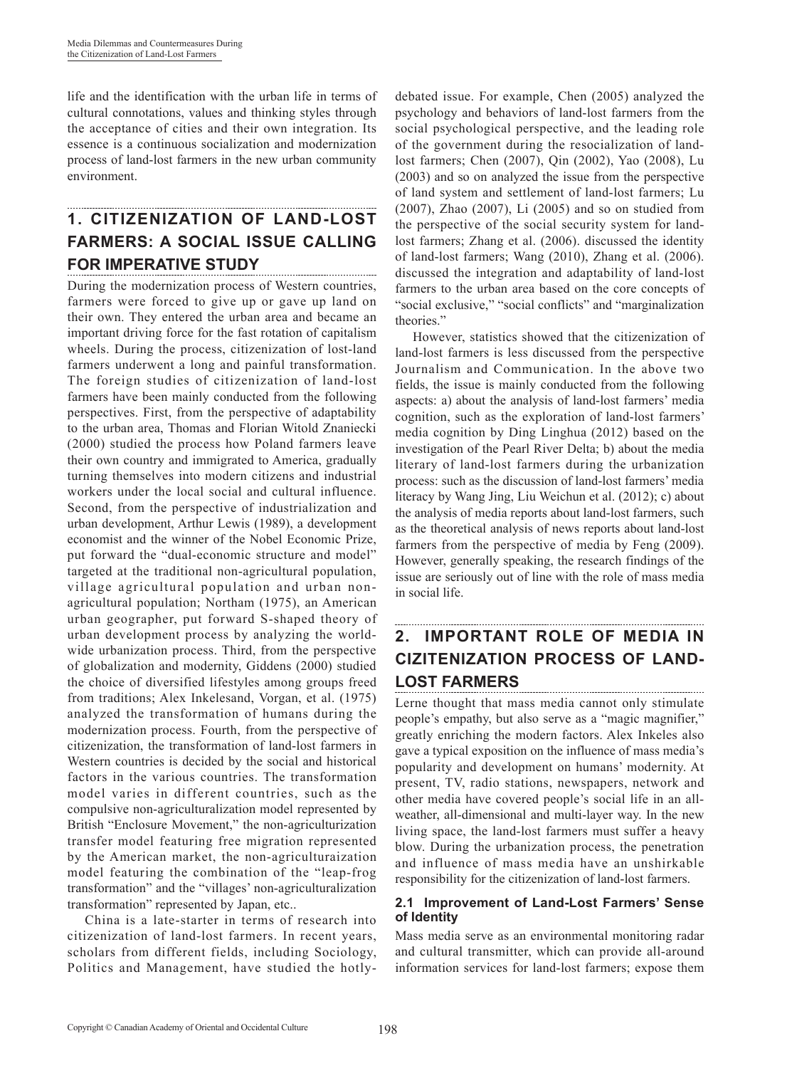life and the identification with the urban life in terms of cultural connotations, values and thinking styles through the acceptance of cities and their own integration. Its essence is a continuous socialization and modernization process of land-lost farmers in the new urban community environment.

## 1. CITIZENIZATION OF LAND-LOST FARMERS: A SOCIAL ISSUE CALLING FOR IMPERATIVE STUDY

During the modernization process of Western countries, farmers were forced to give up or gave up land on their own. They entered the urban area and became an important driving force for the fast rotation of capitalism wheels. During the process, citizenization of lost-land farmers underwent a long and painful transformation. The foreign studies of citizenization of land-lost farmers have been mainly conducted from the following perspectives. First, from the perspective of adaptability to the urban area, Thomas and Florian Witold Znaniecki (2000) studied the process how Poland farmers leave their own country and immigrated to America, gradually turning themselves into modern citizens and industrial workers under the local social and cultural influence. Second, from the perspective of industrialization and urban development, Arthur Lewis (1989), a development economist and the winner of the Nobel Economic Prize, put forward the "dual-economic structure and model" targeted at the traditional non-agricultural population, village agricultural population and urban non-agricultural population; Northam (1975), an American urban geographer, put forward S-shaped theory of urban development process by analyzing the world-wide urbanization process. Third, from the perspective of globalization and modernity, Giddens (2000) studied the choice of diversified lifestyles among groups freed from traditions; Alex Inkelesand, Vorgan, et al. (1975) analyzed the transformation of humans during the modernization process. Fourth, from the perspective of citizenization, the transformation of land-lost farmers in Western countries is decided by the social and historical factors in the various countries. The transformation model varies in different countries, such as the compulsive non-agriculturalization model represented by British "Enclosure Movement," the non-agriculturization transfer model featuring free migration represented by the American market, the non-agriculturaization model featuring the combination of the "leap-frog transformation" and the "villages' non-agriculturalization transformation" represented by Japan, etc..

China is a late-starter in terms of research into citizenization of land-lost farmers. In recent years, scholars from different fields, including Sociology, Politics and Management, have studied the hotly-debated issue. For example, Chen (2005) analyzed the psychology and behaviors of land-lost farmers from the social psychological perspective, and the leading role of the government during the resocialization of land-lost farmers; Chen (2007), Qin (2002), Yao (2008), Lu (2003) and so on analyzed the issue from the perspective of land system and settlement of land-lost farmers; Lu (2007), Zhao (2007), Li (2005) and so on studied from the perspective of the social security system for land-lost farmers; Zhang et al. (2006). discussed the identity of land-lost farmers; Wang (2010), Zhang et al. (2006). discussed the integration and adaptability of land-lost farmers to the urban area based on the core concepts of "social exclusive," "social conflicts" and "marginalization theories."

However, statistics showed that the citizenization of land-lost farmers is less discussed from the perspective Journalism and Communication. In the above two fields, the issue is mainly conducted from the following aspects: a) about the analysis of land-lost farmers' media cognition, such as the exploration of land-lost farmers' media cognition by Ding Linghua (2012) based on the investigation of the Pearl River Delta; b) about the media literary of land-lost farmers during the urbanization process: such as the discussion of land-lost farmers' media literacy by Wang Jing, Liu Weichun et al. (2012); c) about the analysis of media reports about land-lost farmers, such as the theoretical analysis of news reports about land-lost farmers from the perspective of media by Feng (2009). However, generally speaking, the research findings of the issue are seriously out of line with the role of mass media in social life.

## 2. IMPORTANT ROLE OF MEDIA IN CIZITENIZATION PROCESS OF LAND-LOST FARMERS

Lerne thought that mass media cannot only stimulate people's empathy, but also serve as a "magic magnifier," greatly enriching the modern factors. Alex Inkeles also gave a typical exposition on the influence of mass media's popularity and development on humans' modernity. At present, TV, radio stations, newspapers, network and other media have covered people's social life in an all-weather, all-dimensional and multi-layer way. In the new living space, the land-lost farmers must suffer a heavy blow. During the urbanization process, the penetration and influence of mass media have an unshirkable responsibility for the citizenization of land-lost farmers.

### 2.1 Improvement of Land-Lost Farmers' Sense of Identity

Mass media serve as an environmental monitoring radar and cultural transmitter, which can provide all-around information services for land-lost farmers; expose them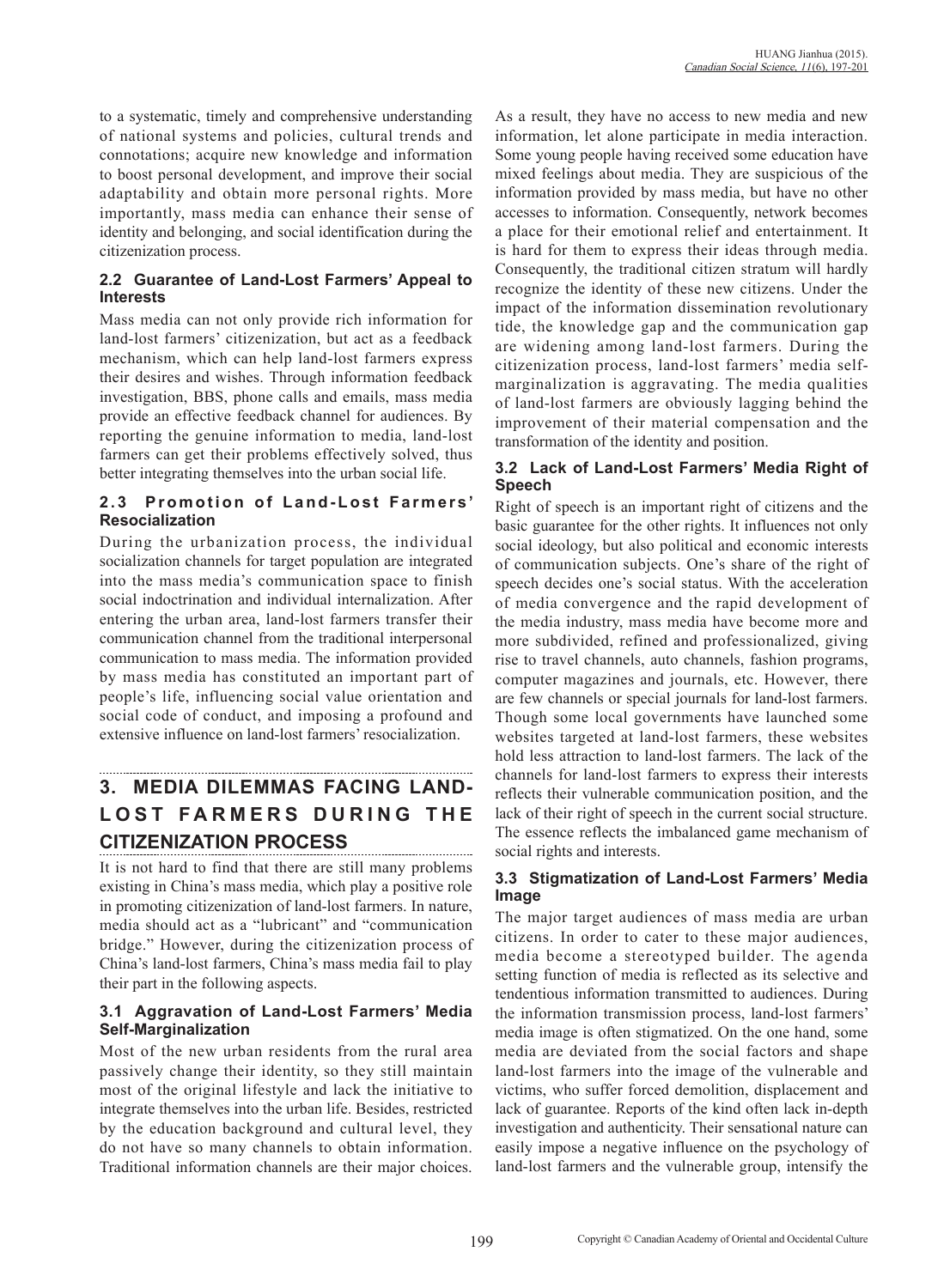to a systematic, timely and comprehensive understanding of national systems and policies, cultural trends and connotations; acquire new knowledge and information to boost personal development, and improve their social adaptability and obtain more personal rights. More importantly, mass media can enhance their sense of identity and belonging, and social identification during the citizenization process.

### 2.2 Guarantee of Land-Lost Farmers' Appeal to Interests

Mass media can not only provide rich information for land-lost farmers' citizenization, but act as a feedback mechanism, which can help land-lost farmers express their desires and wishes. Through information feedback investigation, BBS, phone calls and emails, mass media provide an effective feedback channel for audiences. By reporting the genuine information to media, land-lost farmers can get their problems effectively solved, thus better integrating themselves into the urban social life.

### 2.3 Promotion of Land-Lost Farmers' Resocialization

During the urbanization process, the individual socialization channels for target population are integrated into the mass media's communication space to finish social indoctrination and individual internalization. After entering the urban area, land-lost farmers transfer their communication channel from the traditional interpersonal communication to mass media. The information provided by mass media has constituted an important part of people's life, influencing social value orientation and social code of conduct, and imposing a profound and extensive influence on land-lost farmers' resocialization.

## 3. MEDIA DILEMMAS FACING LAND-LOST FARMERS DURING THE CITIZENIZATION PROCESS

It is not hard to find that there are still many problems existing in China's mass media, which play a positive role in promoting citizenization of land-lost farmers. In nature, media should act as a "lubricant" and "communication bridge." However, during the citizenization process of China's land-lost farmers, China's mass media fail to play their part in the following aspects.

### 3.1 Aggravation of Land-Lost Farmers' Media Self-Marginalization

Most of the new urban residents from the rural area passively change their identity, so they still maintain most of the original lifestyle and lack the initiative to integrate themselves into the urban life. Besides, restricted by the education background and cultural level, they do not have so many channels to obtain information. Traditional information channels are their major choices. As a result, they have no access to new media and new information, let alone participate in media interaction. Some young people having received some education have mixed feelings about media. They are suspicious of the information provided by mass media, but have no other accesses to information. Consequently, network becomes a place for their emotional relief and entertainment. It is hard for them to express their ideas through media. Consequently, the traditional citizen stratum will hardly recognize the identity of these new citizens. Under the impact of the information dissemination revolutionary tide, the knowledge gap and the communication gap are widening among land-lost farmers. During the citizenization process, land-lost farmers' media self-marginalization is aggravating. The media qualities of land-lost farmers are obviously lagging behind the improvement of their material compensation and the transformation of the identity and position.

### 3.2 Lack of Land-Lost Farmers' Media Right of Speech

Right of speech is an important right of citizens and the basic guarantee for the other rights. It influences not only social ideology, but also political and economic interests of communication subjects. One's share of the right of speech decides one's social status. With the acceleration of media convergence and the rapid development of the media industry, mass media have become more and more subdivided, refined and professionalized, giving rise to travel channels, auto channels, fashion programs, computer magazines and journals, etc. However, there are few channels or special journals for land-lost farmers. Though some local governments have launched some websites targeted at land-lost farmers, these websites hold less attraction to land-lost farmers. The lack of the channels for land-lost farmers to express their interests reflects their vulnerable communication position, and the lack of their right of speech in the current social structure. The essence reflects the imbalanced game mechanism of social rights and interests.

### 3.3 Stigmatization of Land-Lost Farmers' Media Image

The major target audiences of mass media are urban citizens. In order to cater to these major audiences, media become a stereotyped builder. The agenda setting function of media is reflected as its selective and tendentious information transmitted to audiences. During the information transmission process, land-lost farmers' media image is often stigmatized. On the one hand, some media are deviated from the social factors and shape land-lost farmers into the image of the vulnerable and victims, who suffer forced demolition, displacement and lack of guarantee. Reports of the kind often lack in-depth investigation and authenticity. Their sensational nature can easily impose a negative influence on the psychology of land-lost farmers and the vulnerable group, intensify the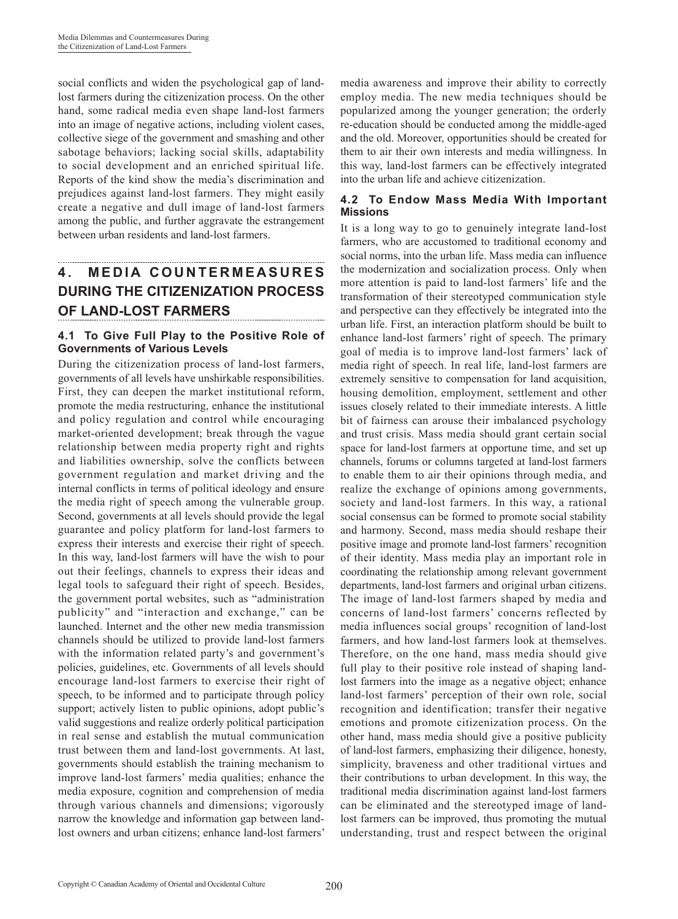social conflicts and widen the psychological gap of land-lost farmers during the citizenization process. On the other hand, some radical media even shape land-lost farmers into an image of negative actions, including violent cases, collective siege of the government and smashing and other sabotage behaviors; lacking social skills, adaptability to social development and an enriched spiritual life. Reports of the kind show the media's discrimination and prejudices against land-lost farmers. They might easily create a negative and dull image of land-lost farmers among the public, and further aggravate the estrangement between urban residents and land-lost farmers.

## 4. MEDIA COUNTERMEASURES DURING THE CITIZENIZATION PROCESS OF LAND-LOST FARMERS

### 4.1 To Give Full Play to the Positive Role of Governments of Various Levels

During the citizenization process of land-lost farmers, governments of all levels have unshirkable responsibilities. First, they can deepen the market institutional reform, promote the media restructuring, enhance the institutional and policy regulation and control while encouraging market-oriented development; break through the vague relationship between media property right and rights and liabilities ownership, solve the conflicts between government regulation and market driving and the internal conflicts in terms of political ideology and ensure the media right of speech among the vulnerable group. Second, governments at all levels should provide the legal guarantee and policy platform for land-lost farmers to express their interests and exercise their right of speech. In this way, land-lost farmers will have the wish to pour out their feelings, channels to express their ideas and legal tools to safeguard their right of speech. Besides, the government portal websites, such as "administration publicity" and "interaction and exchange," can be launched. Internet and the other new media transmission channels should be utilized to provide land-lost farmers with the information related party's and government's policies, guidelines, etc. Governments of all levels should encourage land-lost farmers to exercise their right of speech, to be informed and to participate through policy support; actively listen to public opinions, adopt public's valid suggestions and realize orderly political participation in real sense and establish the mutual communication trust between them and land-lost governments. At last, governments should establish the training mechanism to improve land-lost farmers' media qualities; enhance the media exposure, cognition and comprehension of media through various channels and dimensions; vigorously narrow the knowledge and information gap between land-lost owners and urban citizens; enhance land-lost farmers' media awareness and improve their ability to correctly employ media. The new media techniques should be popularized among the younger generation; the orderly re-education should be conducted among the middle-aged and the old. Moreover, opportunities should be created for them to air their own interests and media willingness. In this way, land-lost farmers can be effectively integrated into the urban life and achieve citizenization.

### 4.2 To Endow Mass Media With Important Missions

It is a long way to go to genuinely integrate land-lost farmers, who are accustomed to traditional economy and social norms, into the urban life. Mass media can influence the modernization and socialization process. Only when more attention is paid to land-lost farmers' life and the transformation of their stereotyped communication style and perspective can they effectively be integrated into the urban life. First, an interaction platform should be built to enhance land-lost farmers' right of speech. The primary goal of media is to improve land-lost farmers' lack of media right of speech. In real life, land-lost farmers are extremely sensitive to compensation for land acquisition, housing demolition, employment, settlement and other issues closely related to their immediate interests. A little bit of fairness can arouse their imbalanced psychology and trust crisis. Mass media should grant certain social space for land-lost farmers at opportune time, and set up channels, forums or columns targeted at land-lost farmers to enable them to air their opinions through media, and realize the exchange of opinions among governments, society and land-lost farmers. In this way, a rational social consensus can be formed to promote social stability and harmony. Second, mass media should reshape their positive image and promote land-lost farmers' recognition of their identity. Mass media play an important role in coordinating the relationship among relevant government departments, land-lost farmers and original urban citizens. The image of land-lost farmers shaped by media and concerns of land-lost farmers' concerns reflected by media influences social groups' recognition of land-lost farmers, and how land-lost farmers look at themselves. Therefore, on the one hand, mass media should give full play to their positive role instead of shaping land-lost farmers into the image as a negative object; enhance land-lost farmers' perception of their own role, social recognition and identification; transfer their negative emotions and promote citizenization process. On the other hand, mass media should give a positive publicity of land-lost farmers, emphasizing their diligence, honesty, simplicity, braveness and other traditional virtues and their contributions to urban development. In this way, the traditional media discrimination against land-lost farmers can be eliminated and the stereotyped image of land-lost farmers can be improved, thus promoting the mutual understanding, trust and respect between the original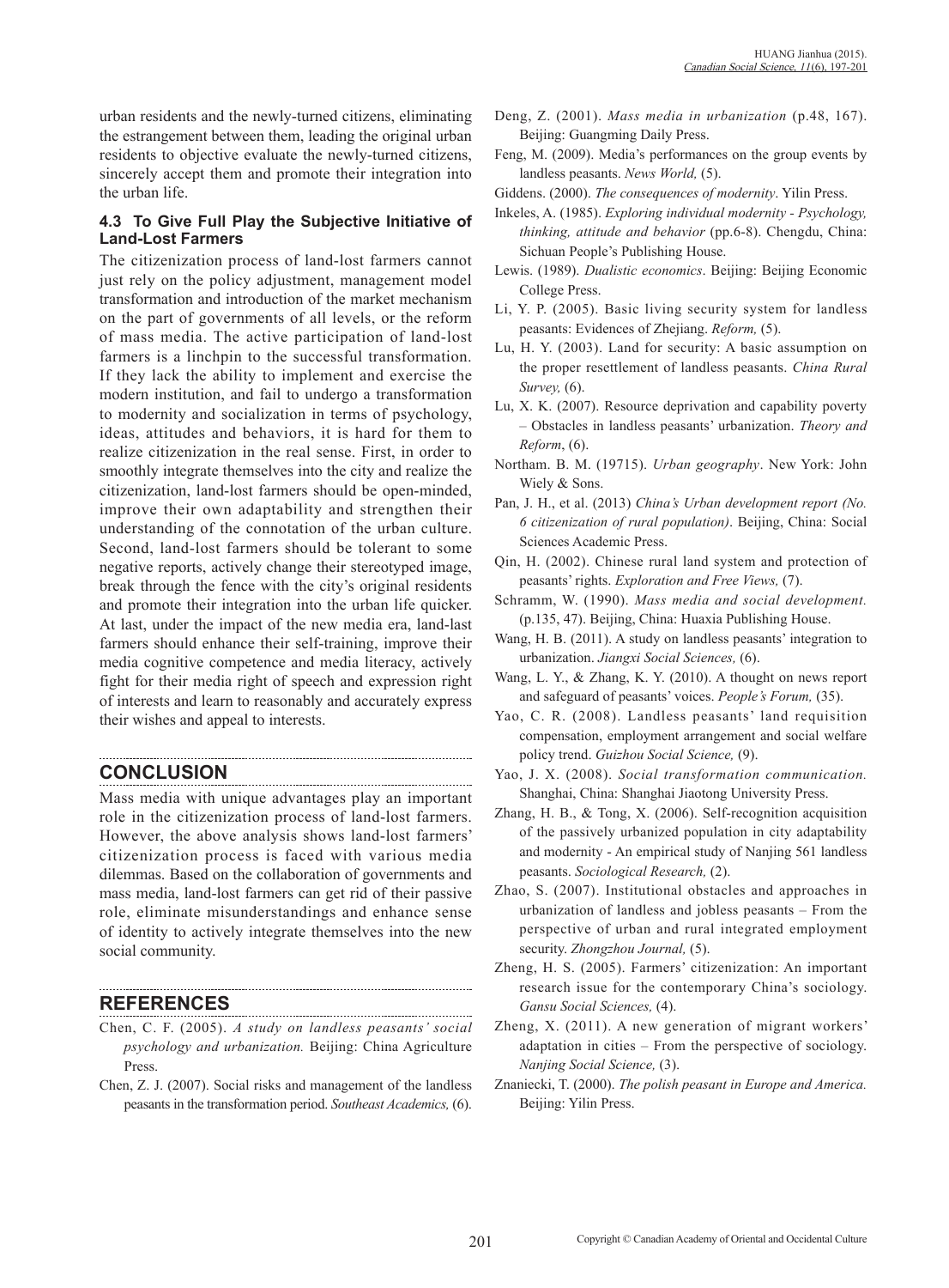urban residents and the newly-turned citizens, eliminating the estrangement between them, leading the original urban residents to objective evaluate the newly-turned citizens, sincerely accept them and promote their integration into the urban life.

### 4.3 To Give Full Play the Subjective Initiative of Land-Lost Farmers

The citizenization process of land-lost farmers cannot just rely on the policy adjustment, management model transformation and introduction of the market mechanism on the part of governments of all levels, or the reform of mass media. The active participation of land-lost farmers is a linchpin to the successful transformation. If they lack the ability to implement and exercise the modern institution, and fail to undergo a transformation to modernity and socialization in terms of psychology, ideas, attitudes and behaviors, it is hard for them to realize citizenization in the real sense. First, in order to smoothly integrate themselves into the city and realize the citizenization, land-lost farmers should be open-minded, improve their own adaptability and strengthen their understanding of the connotation of the urban culture. Second, land-lost farmers should be tolerant to some negative reports, actively change their stereotyped image, break through the fence with the city's original residents and promote their integration into the urban life quicker. At last, under the impact of the new media era, land-last farmers should enhance their self-training, improve their media cognitive competence and media literacy, actively fight for their media right of speech and expression right of interests and learn to reasonably and accurately express their wishes and appeal to interests.

## CONCLUSION

Mass media with unique advantages play an important role in the citizenization process of land-lost farmers. However, the above analysis shows land-lost farmers' citizenization process is faced with various media dilemmas. Based on the collaboration of governments and mass media, land-lost farmers can get rid of their passive role, eliminate misunderstandings and enhance sense of identity to actively integrate themselves into the new social community.

## REFERENCES

Chen, C. F. (2005). *A study on landless peasants' social psychology and urbanization.* Beijing: China Agriculture Press.

Chen, Z. J. (2007). Social risks and management of the landless peasants in the transformation period. *Southeast Academics,* (6).

Deng, Z. (2001). *Mass media in urbanization* (p.48, 167). Beijing: Guangming Daily Press.

Feng, M. (2009). Media's performances on the group events by landless peasants. *News World,* (5).

Giddens. (2000). *The consequences of modernity*. Yilin Press.

Inkeles, A. (1985). *Exploring individual modernity - Psychology, thinking, attitude and behavior* (pp.6-8). Chengdu, China: Sichuan People's Publishing House.

Lewis. (1989). *Dualistic economics*. Beijing: Beijing Economic College Press.

Li, Y. P. (2005). Basic living security system for landless peasants: Evidences of Zhejiang. *Reform,* (5).

Lu, H. Y. (2003). Land for security: A basic assumption on the proper resettlement of landless peasants. *China Rural Survey,* (6).

Lu, X. K. (2007). Resource deprivation and capability poverty – Obstacles in landless peasants' urbanization. *Theory and Reform*, (6).

Northam. B. M. (19715). *Urban geography*. New York: John Wiely & Sons.

Pan, J. H., et al. (2013) *China's Urban development report (No. 6 citizenization of rural population)*. Beijing, China: Social Sciences Academic Press.

Qin, H. (2002). Chinese rural land system and protection of peasants' rights. *Exploration and Free Views,* (7).

Schramm, W. (1990). *Mass media and social development.* (p.135, 47). Beijing, China: Huaxia Publishing House.

Wang, H. B. (2011). A study on landless peasants' integration to urbanization. *Jiangxi Social Sciences,* (6).

Wang, L. Y., & Zhang, K. Y. (2010). A thought on news report and safeguard of peasants' voices. *People's Forum,* (35).

Yao, C. R. (2008). Landless peasants' land requisition compensation, employment arrangement and social welfare policy trend. *Guizhou Social Science,* (9).

Yao, J. X. (2008). *Social transformation communication.* Shanghai, China: Shanghai Jiaotong University Press.

Zhang, H. B., & Tong, X. (2006). Self-recognition acquisition of the passively urbanized population in city adaptability and modernity - An empirical study of Nanjing 561 landless peasants. *Sociological Research,* (2).

Zhao, S. (2007). Institutional obstacles and approaches in urbanization of landless and jobless peasants – From the perspective of urban and rural integrated employment security. *Zhongzhou Journal,* (5).

Zheng, H. S. (2005). Farmers' citizenization: An important research issue for the contemporary China's sociology. *Gansu Social Sciences,* (4).

Zheng, X. (2011). A new generation of migrant workers' adaptation in cities – From the perspective of sociology. *Nanjing Social Science,* (3).

Znaniecki, T. (2000). *The polish peasant in Europe and America.* Beijing: Yilin Press.